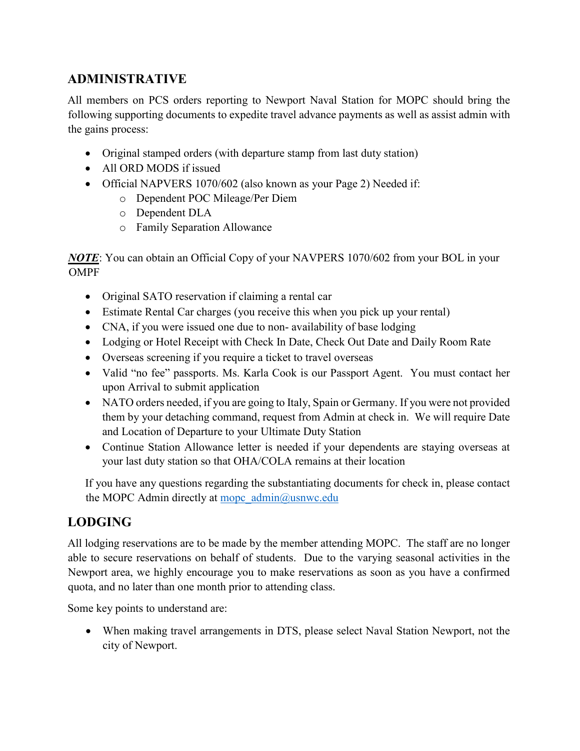## ADMINISTRATIVE

All members on PCS orders reporting to Newport Naval Station for MOPC should bring the following supporting documents to expedite travel advance payments as well as assist admin with the gains process:

- Original stamped orders (with departure stamp from last duty station)
- All ORD MODS if issued
- Official NAPVERS 1070/602 (also known as your Page 2) Needed if:
  - Dependent POC Mileage/Per Diem
  - Dependent DLA
  - Family Separation Allowance

***NOTE***: You can obtain an Official Copy of your NAVPERS 1070/602 from your BOL in your OMPF

- Original SATO reservation if claiming a rental car
- Estimate Rental Car charges (you receive this when you pick up your rental)
- CNA, if you were issued one due to non- availability of base lodging
- Lodging or Hotel Receipt with Check In Date, Check Out Date and Daily Room Rate
- Overseas screening if you require a ticket to travel overseas
- Valid "no fee" passports. Ms. Karla Cook is our Passport Agent. You must contact her upon Arrival to submit application
- NATO orders needed, if you are going to Italy, Spain or Germany. If you were not provided them by your detaching command, request from Admin at check in. We will require Date and Location of Departure to your Ultimate Duty Station
- Continue Station Allowance letter is needed if your dependents are staying overseas at your last duty station so that OHA/COLA remains at their location

If you have any questions regarding the substantiating documents for check in, please contact the MOPC Admin directly at mopc_admin@usnwc.edu

## LODGING

All lodging reservations are to be made by the member attending MOPC. The staff are no longer able to secure reservations on behalf of students. Due to the varying seasonal activities in the Newport area, we highly encourage you to make reservations as soon as you have a confirmed quota, and no later than one month prior to attending class.

Some key points to understand are:

- When making travel arrangements in DTS, please select Naval Station Newport, not the city of Newport.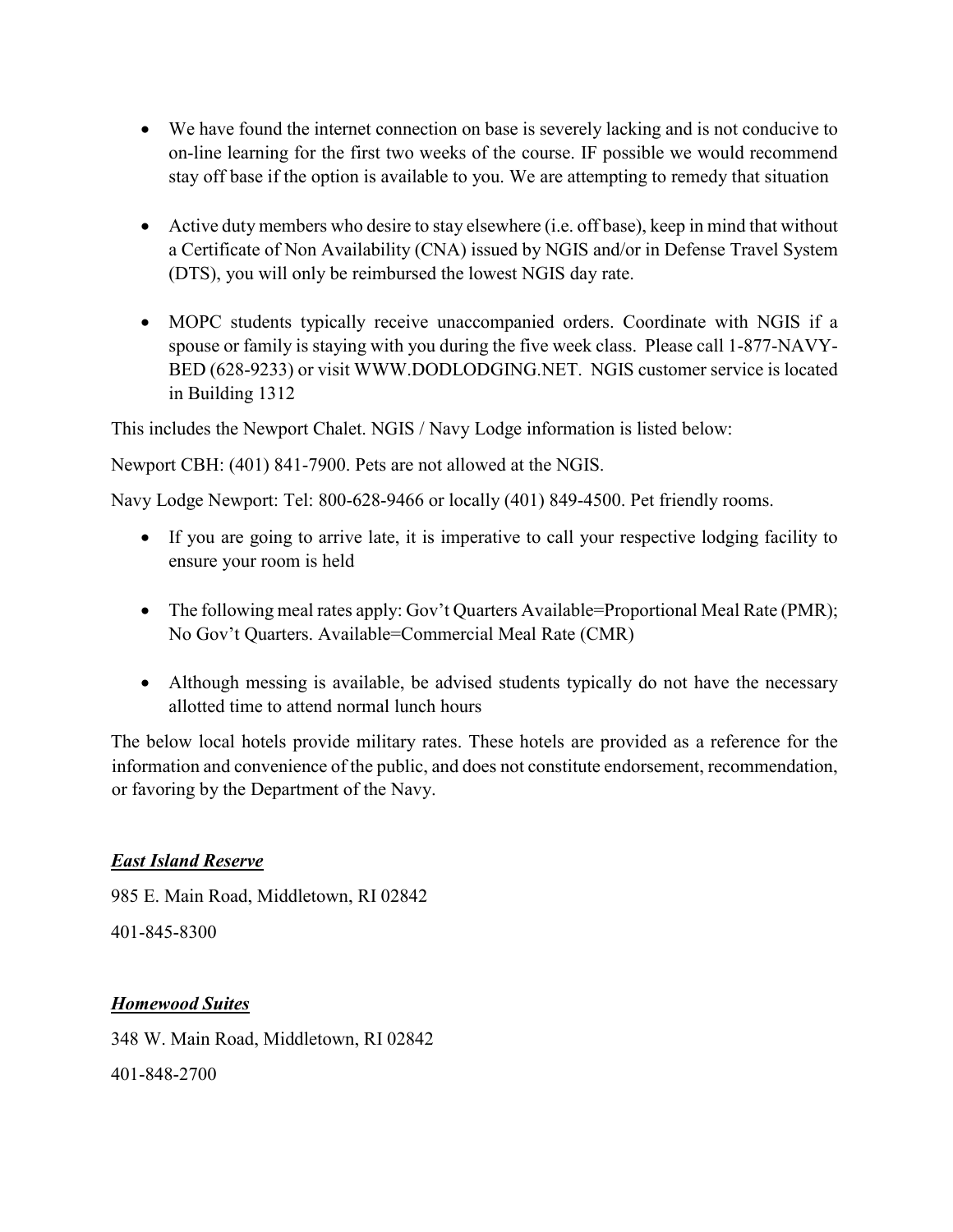- We have found the internet connection on base is severely lacking and is not conducive to on-line learning for the first two weeks of the course. IF possible we would recommend stay off base if the option is available to you. We are attempting to remedy that situation

- Active duty members who desire to stay elsewhere (i.e. off base), keep in mind that without a Certificate of Non Availability (CNA) issued by NGIS and/or in Defense Travel System (DTS), you will only be reimbursed the lowest NGIS day rate.

- MOPC students typically receive unaccompanied orders. Coordinate with NGIS if a spouse or family is staying with you during the five week class. Please call 1-877-NAVY-BED (628-9233) or visit WWW.DODLODGING.NET. NGIS customer service is located in Building 1312

This includes the Newport Chalet. NGIS / Navy Lodge information is listed below:

Newport CBH: (401) 841-7900. Pets are not allowed at the NGIS.

Navy Lodge Newport: Tel: 800-628-9466 or locally (401) 849-4500. Pet friendly rooms.

- If you are going to arrive late, it is imperative to call your respective lodging facility to ensure your room is held

- The following meal rates apply: Gov't Quarters Available=Proportional Meal Rate (PMR); No Gov't Quarters. Available=Commercial Meal Rate (CMR)

- Although messing is available, be advised students typically do not have the necessary allotted time to attend normal lunch hours

The below local hotels provide military rates. These hotels are provided as a reference for the information and convenience of the public, and does not constitute endorsement, recommendation, or favoring by the Department of the Navy.

***East Island Reserve***

985 E. Main Road, Middletown, RI 02842

401-845-8300

***Homewood Suites***

348 W. Main Road, Middletown, RI 02842

401-848-2700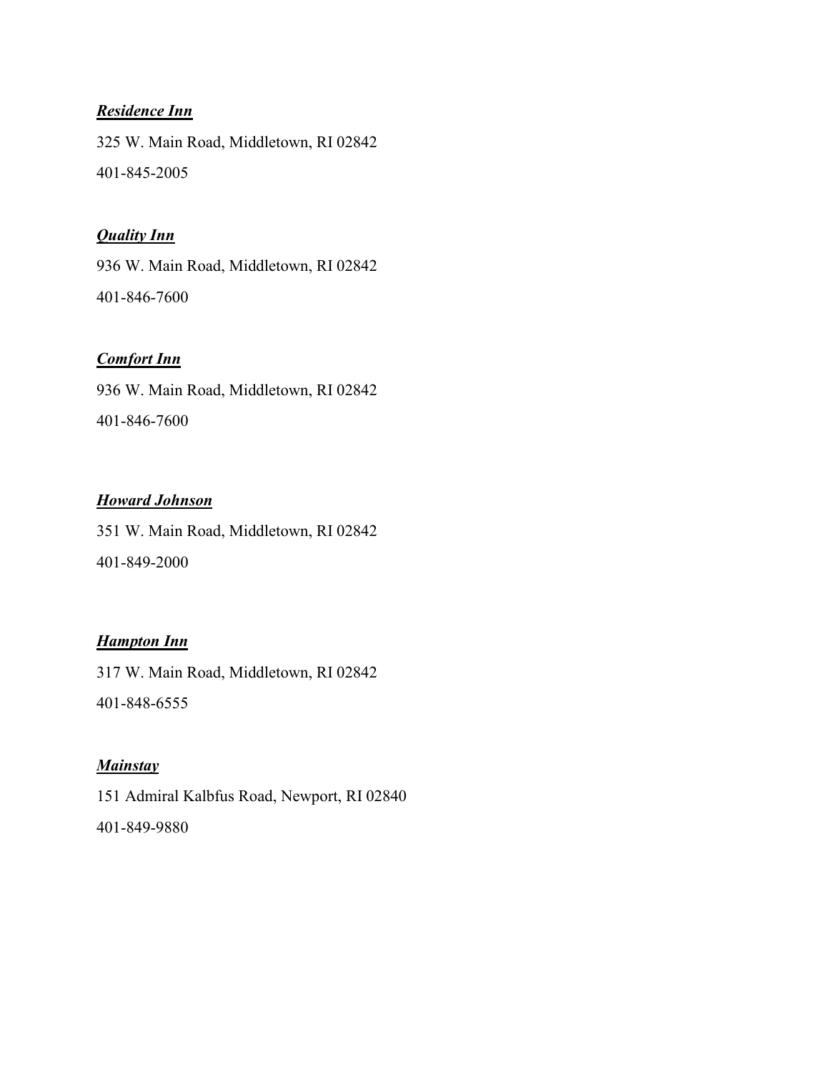***Residence Inn***

325 W. Main Road, Middletown, RI 02842

401-845-2005

***Quality Inn***

936 W. Main Road, Middletown, RI 02842

401-846-7600

***Comfort Inn***

936 W. Main Road, Middletown, RI 02842

401-846-7600

***Howard Johnson***

351 W. Main Road, Middletown, RI 02842

401-849-2000

***Hampton Inn***

317 W. Main Road, Middletown, RI 02842

401-848-6555

***Mainstay***

151 Admiral Kalbfus Road, Newport, RI 02840

401-849-9880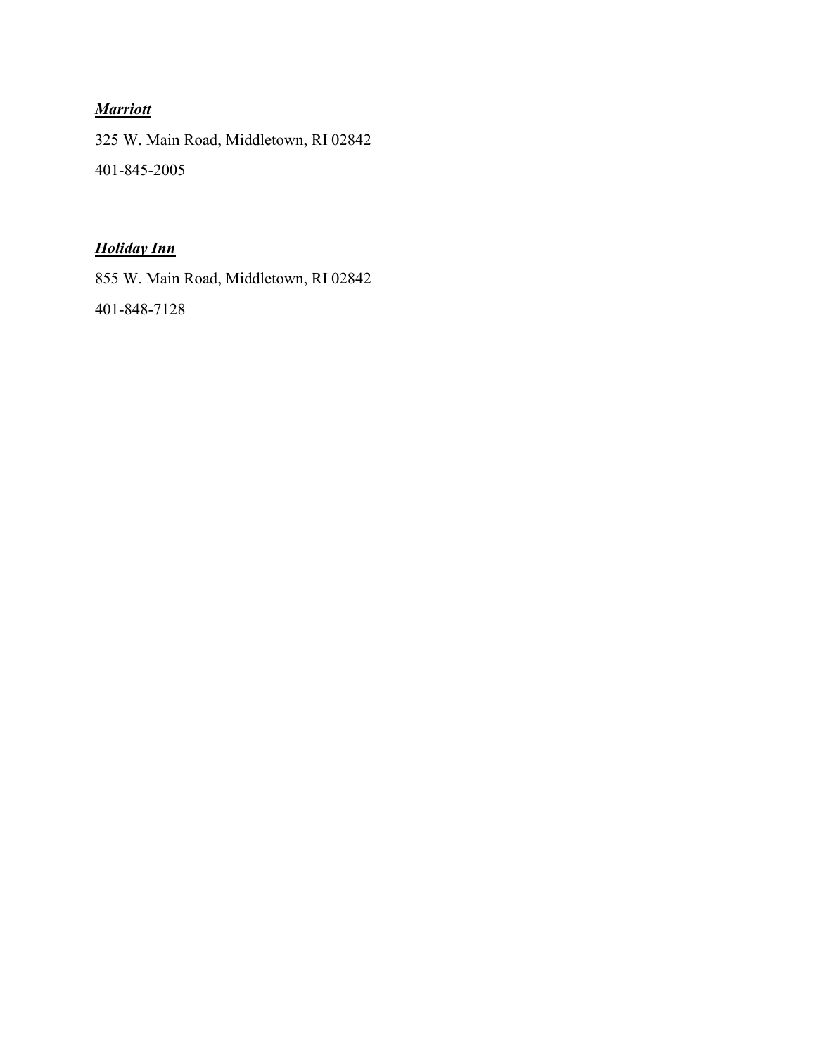***Marriott***

325 W. Main Road, Middletown, RI 02842

401-845-2005

***Holiday Inn***

855 W. Main Road, Middletown, RI 02842

401-848-7128